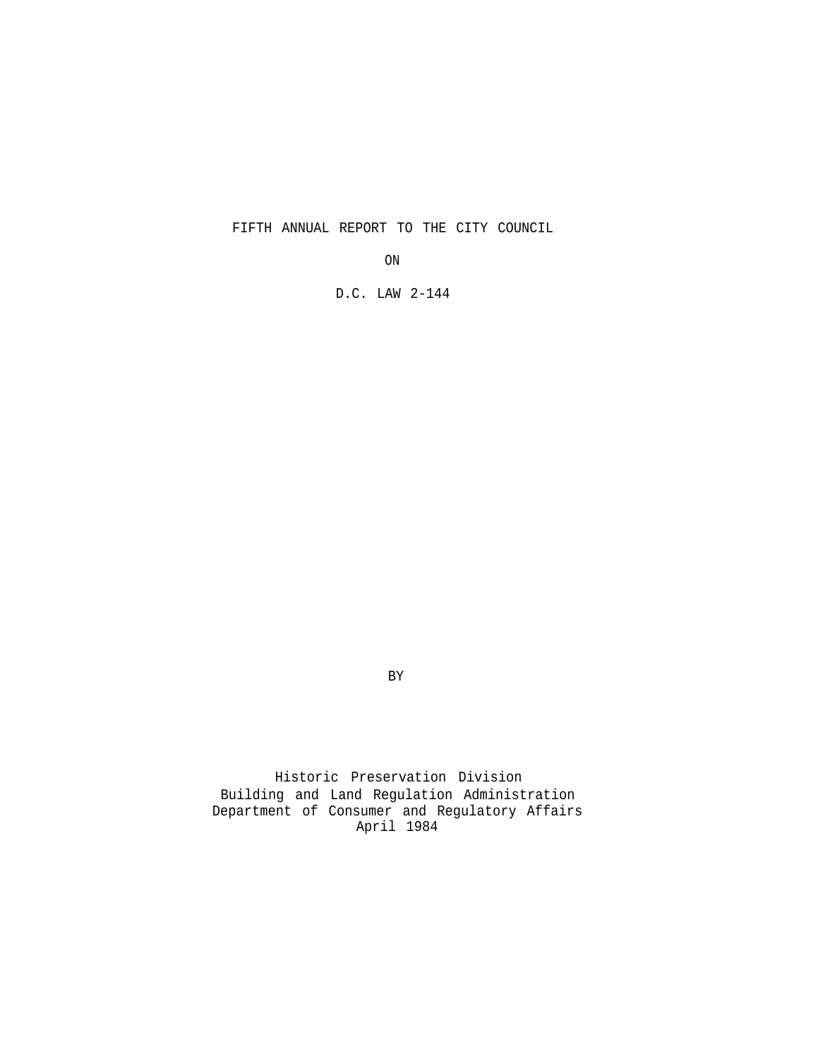# FIFTH ANNUAL REPORT TO THE CITY COUNCIL

ON

D.C. LAW 2-144

BY

Historic Preservation Division
Building and Land Regulation Administration
Department of Consumer and Regulatory Affairs
April 1984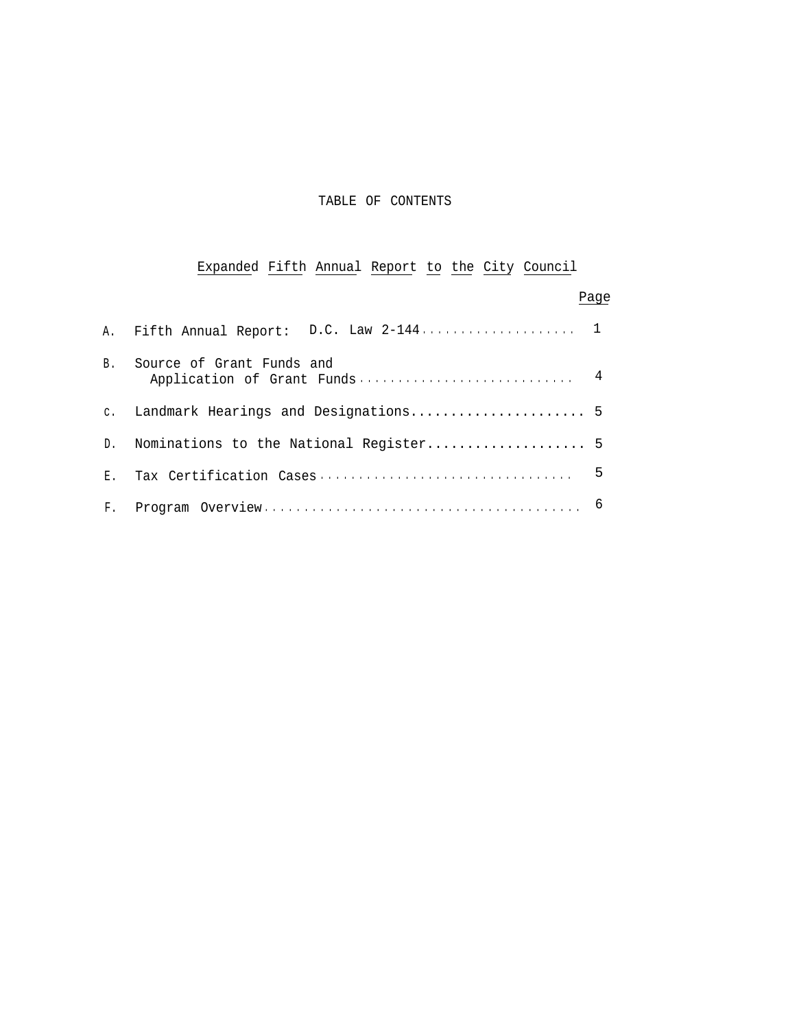# TABLE OF CONTENTS

## Expanded Fifth Annual Report to the City Council

| | | Page |
|---|---|---|
| A. | Fifth Annual Report: D.C. Law 2-144 | 1 |
| B. | Source of Grant Funds and Application of Grant Funds | 4 |
| C. | Landmark Hearings and Designations | 5 |
| D. | Nominations to the National Register | 5 |
| E. | Tax Certification Cases | 5 |
| F. | Program Overview | 6 |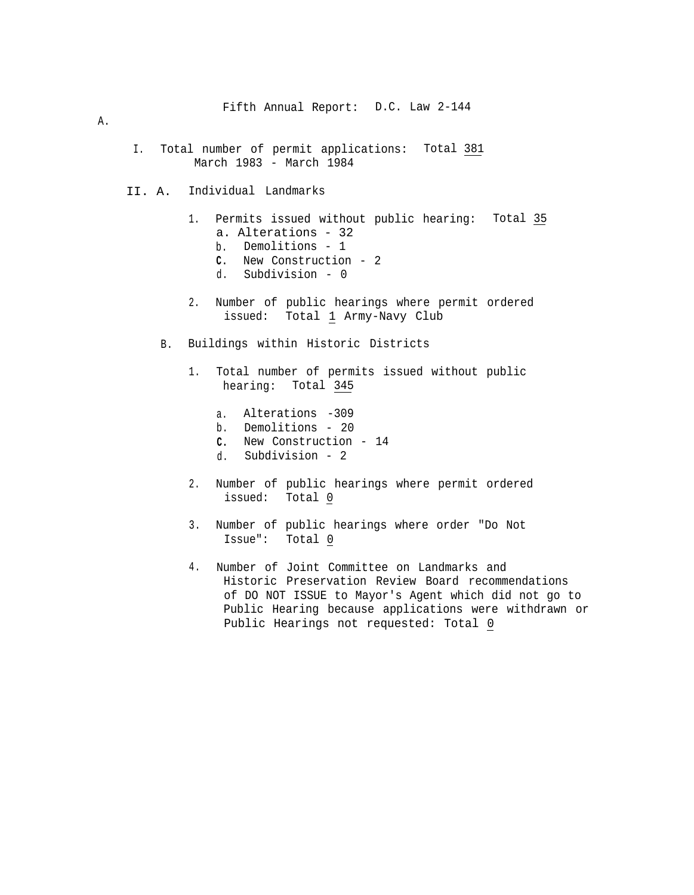Fifth Annual Report: D.C. Law 2-144

A.

I. Total number of permit applications: Total <u>381</u>
March 1983 - March 1984

II. A. Individual Landmarks

1. Permits issued without public hearing: Total <u>35</u>
   a. Alterations - 32
   b. Demolitions - 1
   c. New Construction - 2
   d. Subdivision - 0

2. Number of public hearings where permit ordered issued: Total <u>1</u> Army-Navy Club

B. Buildings within Historic Districts

1. Total number of permits issued without public hearing: Total <u>345</u>

   a. Alterations -309
   b. Demolitions - 20
   c. New Construction - 14
   d. Subdivision - 2

2. Number of public hearings where permit ordered issued: Total <u>0</u>

3. Number of public hearings where order "Do Not Issue": Total <u>0</u>

4. Number of Joint Committee on Landmarks and Historic Preservation Review Board recommendations of DO NOT ISSUE to Mayor's Agent which did not go to Public Hearing because applications were withdrawn or Public Hearings not requested: Total <u>0</u>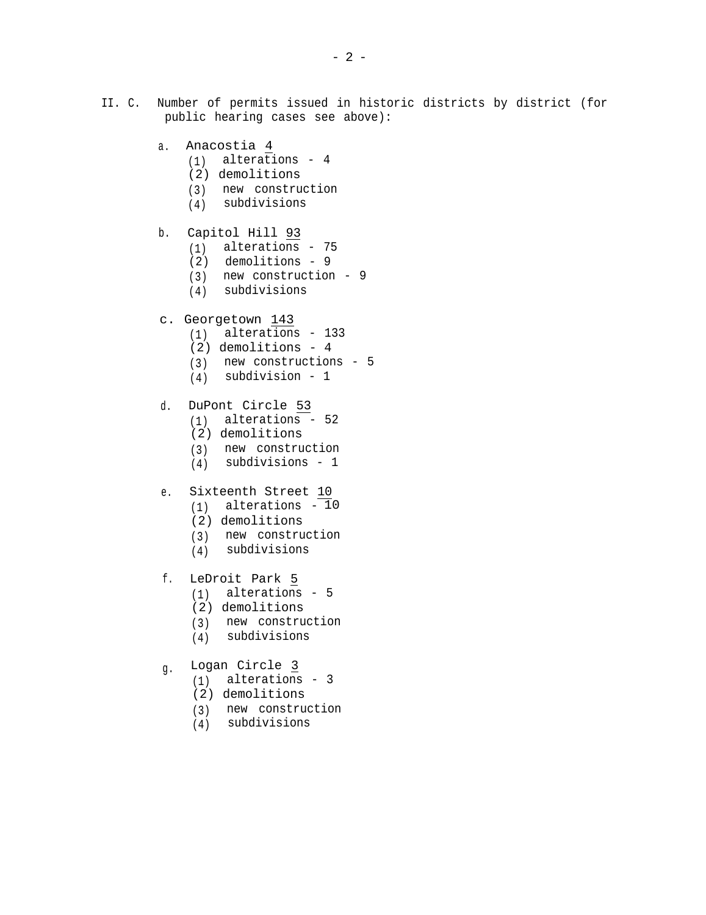II. C. Number of permits issued in historic districts by district (for public hearing cases see above):

a. Anacostia <u>4</u>
   (1) alterations - 4
   (2) demolitions
   (3) new construction
   (4) subdivisions

b. Capitol Hill <u>93</u>
   (1) alterations - 75
   (2) demolitions - 9
   (3) new construction - 9
   (4) subdivisions

c. Georgetown <u>143</u>
   (1) alterations - 133
   (2) demolitions - 4
   (3) new constructions - 5
   (4) subdivision - 1

d. DuPont Circle <u>53</u>
   (1) alterations - 52
   (2) demolitions
   (3) new construction
   (4) subdivisions - 1

e. Sixteenth Street <u>10</u>
   (1) alterations - 10
   (2) demolitions
   (3) new construction
   (4) subdivisions

f. LeDroit Park <u>5</u>
   (1) alterations - 5
   (2) demolitions
   (3) new construction
   (4) subdivisions

g. Logan Circle <u>3</u>
   (1) alterations - 3
   (2) demolitions
   (3) new construction
   (4) subdivisions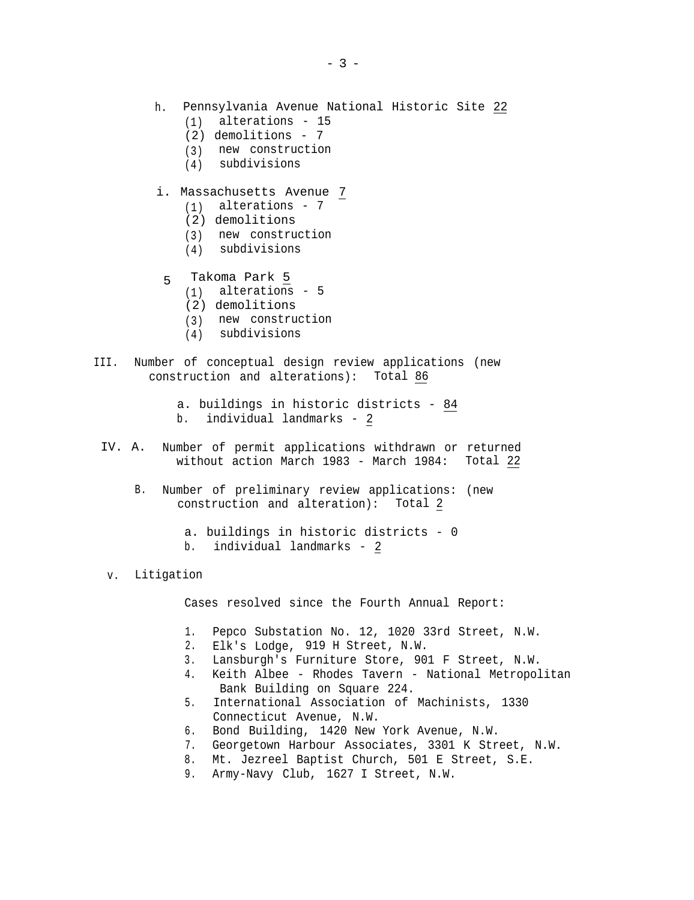h. Pennsylvania Avenue National Historic Site 22
   (1) alterations - 15
   (2) demolitions - 7
   (3) new construction
   (4) subdivisions

i. Massachusetts Avenue 7
   (1) alterations - 7
   (2) demolitions
   (3) new construction
   (4) subdivisions

5 Takoma Park 5
   (1) alterations - 5
   (2) demolitions
   (3) new construction
   (4) subdivisions

III. Number of conceptual design review applications (new construction and alterations): Total 86

   a. buildings in historic districts - 84
   b. individual landmarks - 2

IV. A. Number of permit applications withdrawn or returned without action March 1983 - March 1984: Total 22

   B. Number of preliminary review applications: (new construction and alteration): Total 2

   a. buildings in historic districts - 0
   b. individual landmarks - 2

V. Litigation

Cases resolved since the Fourth Annual Report:

1. Pepco Substation No. 12, 1020 33rd Street, N.W.
2. Elk's Lodge, 919 H Street, N.W.
3. Lansburgh's Furniture Store, 901 F Street, N.W.
4. Keith Albee - Rhodes Tavern - National Metropolitan Bank Building on Square 224.
5. International Association of Machinists, 1330 Connecticut Avenue, N.W.
6. Bond Building, 1420 New York Avenue, N.W.
7. Georgetown Harbour Associates, 3301 K Street, N.W.
8. Mt. Jezreel Baptist Church, 501 E Street, S.E.
9. Army-Navy Club, 1627 I Street, N.W.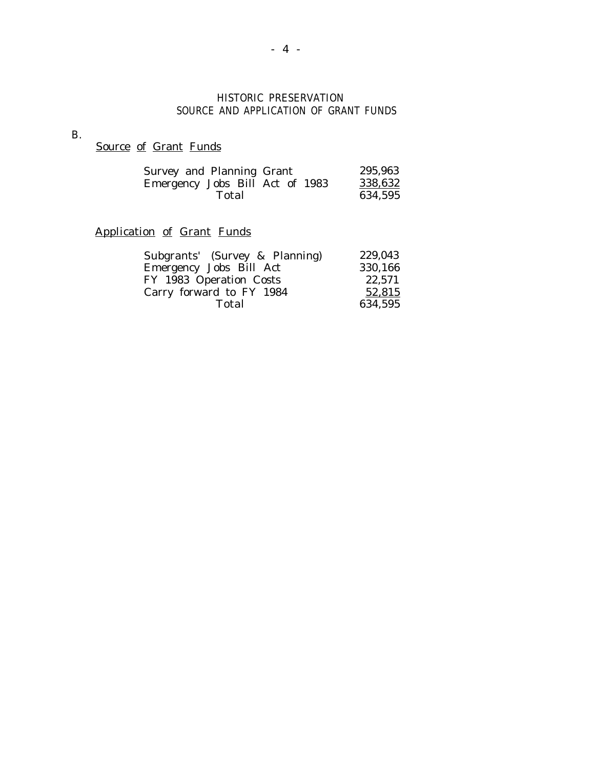## HISTORIC PRESERVATION
## SOURCE AND APPLICATION OF GRANT FUNDS

B.

Source of Grant Funds

| | |
|---|---|
| Survey and Planning Grant | 295,963 |
| Emergency Jobs Bill Act of 1983 | 338,632 |
| Total | 634,595 |

Application of Grant Funds

| | |
|---|---|
| Subgrants' (Survey & Planning) | 229,043 |
| Emergency Jobs Bill Act | 330,166 |
| FY 1983 Operation Costs | 22,571 |
| Carry forward to FY 1984 | 52,815 |
| Total | 634,595 |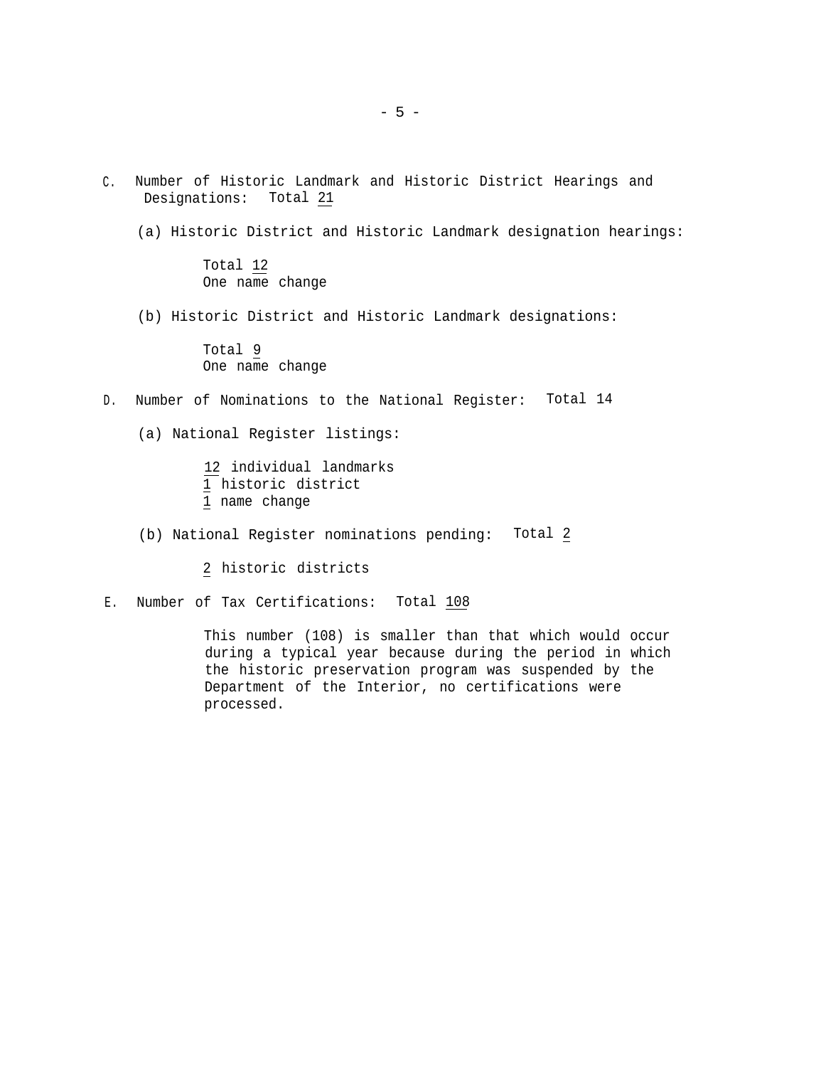C. Number of Historic Landmark and Historic District Hearings and Designations: Total 21

(a) Historic District and Historic Landmark designation hearings:

Total 12
One name change

(b) Historic District and Historic Landmark designations:

Total 9
One name change

D. Number of Nominations to the National Register: Total 14

(a) National Register listings:

12 individual landmarks
1 historic district
1 name change

(b) National Register nominations pending: Total 2

2 historic districts

E. Number of Tax Certifications: Total 108

This number (108) is smaller than that which would occur during a typical year because during the period in which the historic preservation program was suspended by the Department of the Interior, no certifications were processed.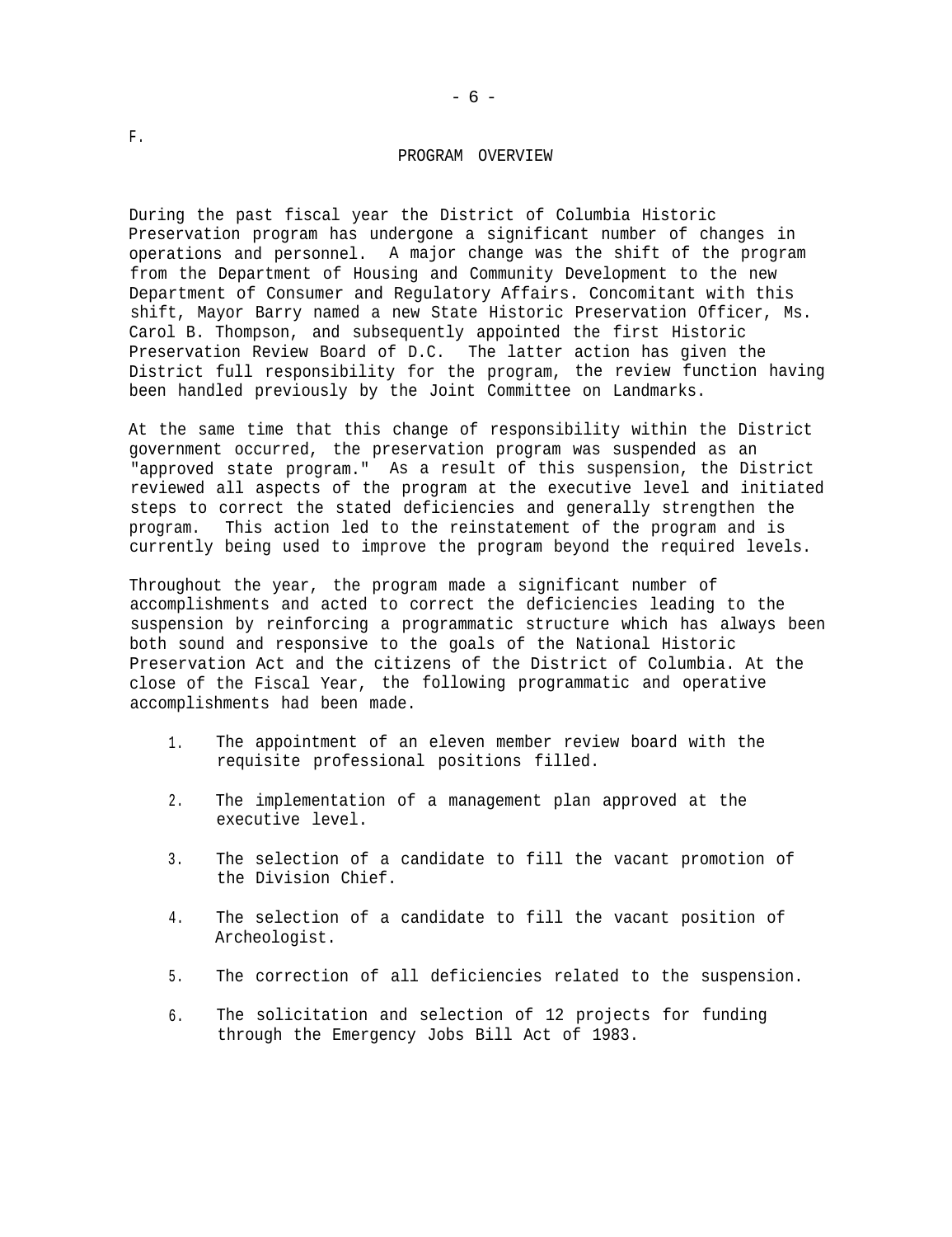F.

## PROGRAM OVERVIEW

During the past fiscal year the District of Columbia Historic Preservation program has undergone a significant number of changes in operations and personnel. A major change was the shift of the program from the Department of Housing and Community Development to the new Department of Consumer and Regulatory Affairs. Concomitant with this shift, Mayor Barry named a new State Historic Preservation Officer, Ms. Carol B. Thompson, and subsequently appointed the first Historic Preservation Review Board of D.C. The latter action has given the District full responsibility for the program, the review function having been handled previously by the Joint Committee on Landmarks.

At the same time that this change of responsibility within the District government occurred, the preservation program was suspended as an "approved state program." As a result of this suspension, the District reviewed all aspects of the program at the executive level and initiated steps to correct the stated deficiencies and generally strengthen the program. This action led to the reinstatement of the program and is currently being used to improve the program beyond the required levels.

Throughout the year, the program made a significant number of accomplishments and acted to correct the deficiencies leading to the suspension by reinforcing a programmatic structure which has always been both sound and responsive to the goals of the National Historic Preservation Act and the citizens of the District of Columbia. At the close of the Fiscal Year, the following programmatic and operative accomplishments had been made.

1. The appointment of an eleven member review board with the requisite professional positions filled.
2. The implementation of a management plan approved at the executive level.
3. The selection of a candidate to fill the vacant promotion of the Division Chief.
4. The selection of a candidate to fill the vacant position of Archeologist.
5. The correction of all deficiencies related to the suspension.
6. The solicitation and selection of 12 projects for funding through the Emergency Jobs Bill Act of 1983.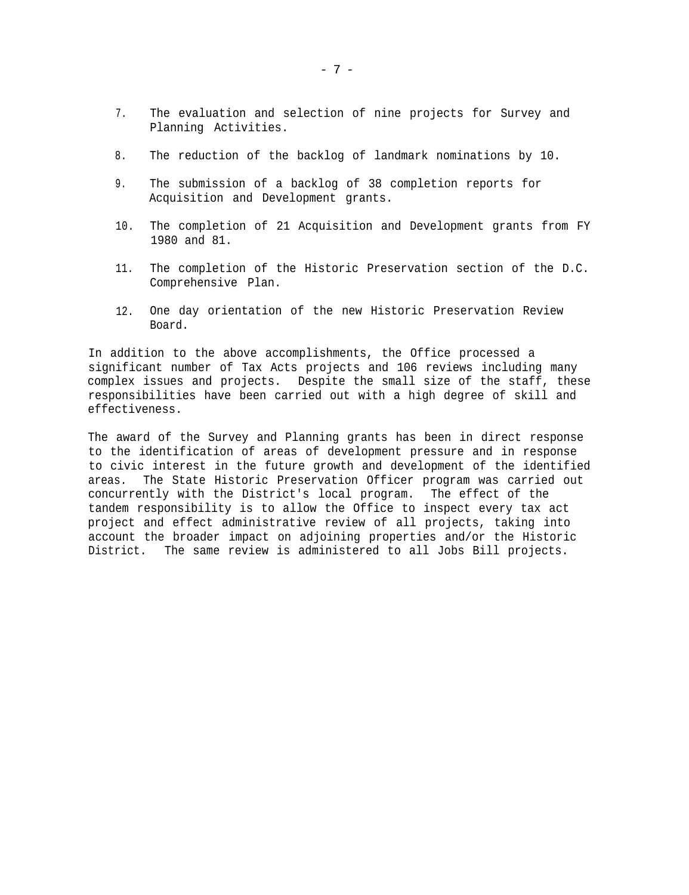7. The evaluation and selection of nine projects for Survey and Planning Activities.

8. The reduction of the backlog of landmark nominations by 10.

9. The submission of a backlog of 38 completion reports for Acquisition and Development grants.

10. The completion of 21 Acquisition and Development grants from FY 1980 and 81.

11. The completion of the Historic Preservation section of the D.C. Comprehensive Plan.

12. One day orientation of the new Historic Preservation Review Board.

In addition to the above accomplishments, the Office processed a significant number of Tax Acts projects and 106 reviews including many complex issues and projects. Despite the small size of the staff, these responsibilities have been carried out with a high degree of skill and effectiveness.

The award of the Survey and Planning grants has been in direct response to the identification of areas of development pressure and in response to civic interest in the future growth and development of the identified areas. The State Historic Preservation Officer program was carried out concurrently with the District's local program. The effect of the tandem responsibility is to allow the Office to inspect every tax act project and effect administrative review of all projects, taking into account the broader impact on adjoining properties and/or the Historic District. The same review is administered to all Jobs Bill projects.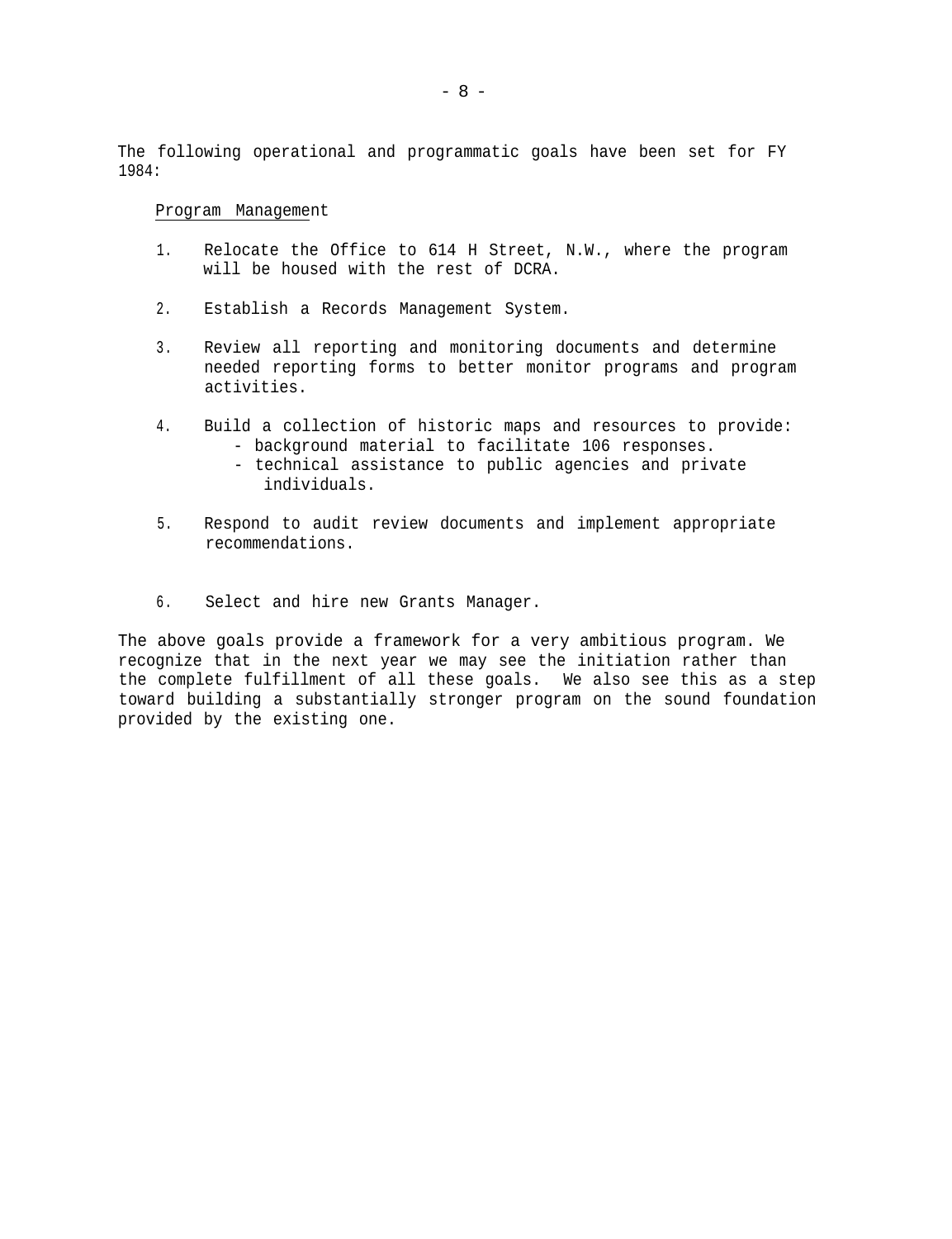The following operational and programmatic goals have been set for FY 1984:

Program Management

1. Relocate the Office to 614 H Street, N.W., where the program will be housed with the rest of DCRA.

2. Establish a Records Management System.

3. Review all reporting and monitoring documents and determine needed reporting forms to better monitor programs and program activities.

4. Build a collection of historic maps and resources to provide:
   - background material to facilitate 106 responses.
   - technical assistance to public agencies and private individuals.

5. Respond to audit review documents and implement appropriate recommendations.

6. Select and hire new Grants Manager.

The above goals provide a framework for a very ambitious program. We recognize that in the next year we may see the initiation rather than the complete fulfillment of all these goals. We also see this as a step toward building a substantially stronger program on the sound foundation provided by the existing one.